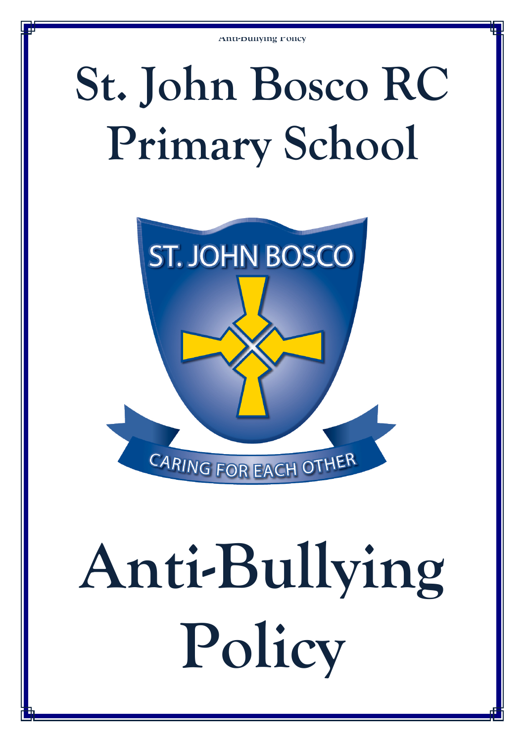# St. John Bosco RC Primary School

ST. JOHN BOSCO

CARING FOR EACH OTHER

# Anti-Bullying Policy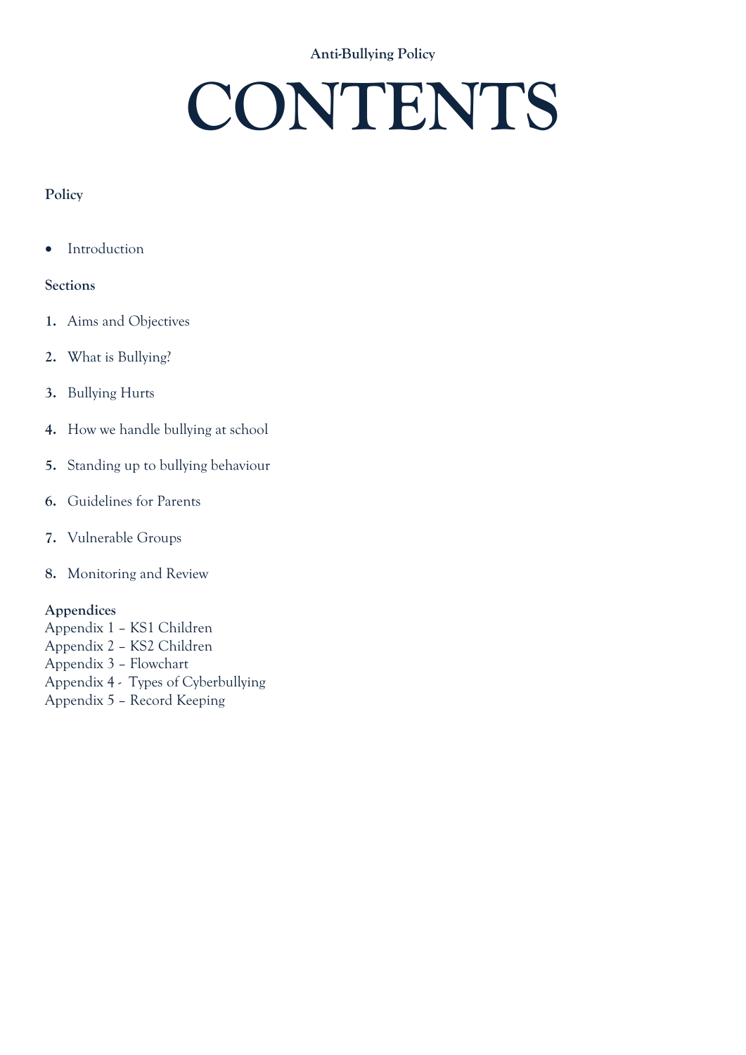# CONTENTS

**Policy**

- Introduction

**Sections**

1. Aims and Objectives
2. What is Bullying?
3. Bullying Hurts
4. How we handle bullying at school
5. Standing up to bullying behaviour
6. Guidelines for Parents
7. Vulnerable Groups
8. Monitoring and Review

**Appendices**

Appendix 1 – KS1 Children
Appendix 2 – KS2 Children
Appendix 3 – Flowchart
Appendix 4 - Types of Cyberbullying
Appendix 5 – Record Keeping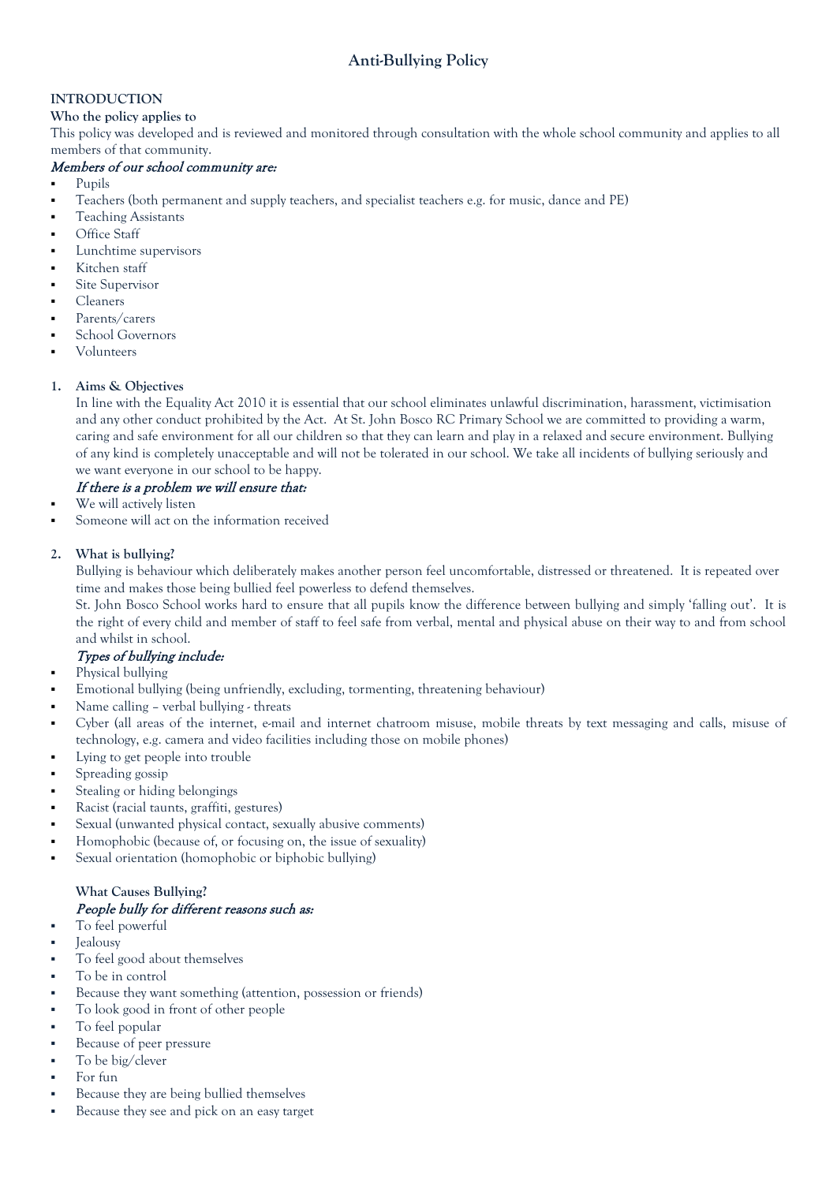# Anti-Bullying Policy

## INTRODUCTION

### Who the policy applies to

This policy was developed and is reviewed and monitored through consultation with the whole school community and applies to all members of that community.

*Members of our school community are:*

- Pupils
- Teachers (both permanent and supply teachers, and specialist teachers e.g. for music, dance and PE)
- Teaching Assistants
- Office Staff
- Lunchtime supervisors
- Kitchen staff
- Site Supervisor
- Cleaners
- Parents/carers
- School Governors
- Volunteers

### 1. Aims & Objectives

In line with the Equality Act 2010 it is essential that our school eliminates unlawful discrimination, harassment, victimisation and any other conduct prohibited by the Act. At St. John Bosco RC Primary School we are committed to providing a warm, caring and safe environment for all our children so that they can learn and play in a relaxed and secure environment. Bullying of any kind is completely unacceptable and will not be tolerated in our school. We take all incidents of bullying seriously and we want everyone in our school to be happy.

*If there is a problem we will ensure that:*

- We will actively listen
- Someone will act on the information received

### 2. What is bullying?

Bullying is behaviour which deliberately makes another person feel uncomfortable, distressed or threatened. It is repeated over time and makes those being bullied feel powerless to defend themselves.

St. John Bosco School works hard to ensure that all pupils know the difference between bullying and simply 'falling out'. It is the right of every child and member of staff to feel safe from verbal, mental and physical abuse on their way to and from school and whilst in school.

*Types of bullying include:*

- Physical bullying
- Emotional bullying (being unfriendly, excluding, tormenting, threatening behaviour)
- Name calling – verbal bullying - threats
- Cyber (all areas of the internet, e-mail and internet chatroom misuse, mobile threats by text messaging and calls, misuse of technology, e.g. camera and video facilities including those on mobile phones)
- Lying to get people into trouble
- Spreading gossip
- Stealing or hiding belongings
- Racist (racial taunts, graffiti, gestures)
- Sexual (unwanted physical contact, sexually abusive comments)
- Homophobic (because of, or focusing on, the issue of sexuality)
- Sexual orientation (homophobic or biphobic bullying)

**What Causes Bullying?**

*People bully for different reasons such as:*

- To feel powerful
- Jealousy
- To feel good about themselves
- To be in control
- Because they want something (attention, possession or friends)
- To look good in front of other people
- To feel popular
- Because of peer pressure
- To be big/clever
- For fun
- Because they are being bullied themselves
- Because they see and pick on an easy target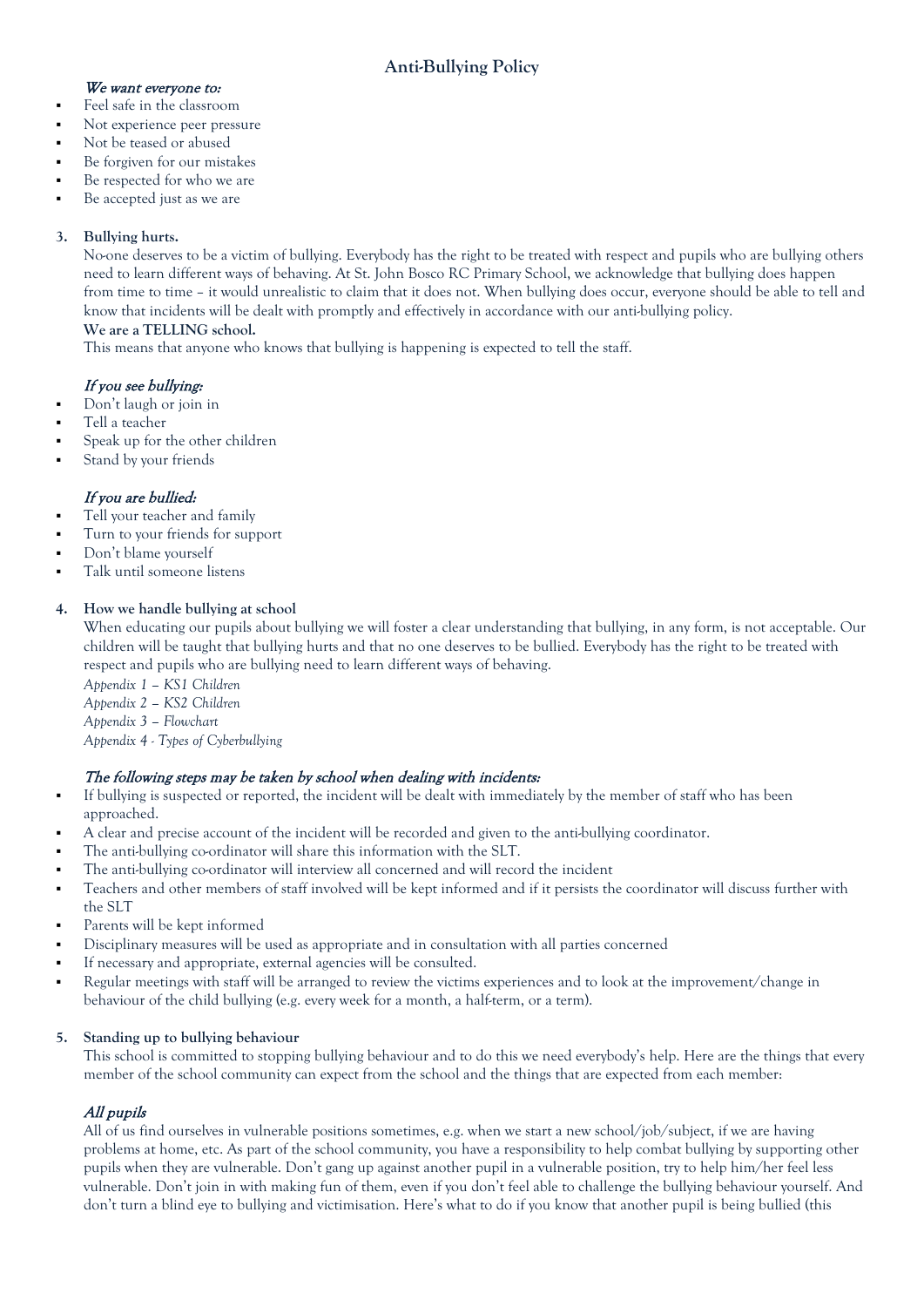## Anti-Bullying Policy

*We want everyone to:*

- Feel safe in the classroom
- Not experience peer pressure
- Not be teased or abused
- Be forgiven for our mistakes
- Be respected for who we are
- Be accepted just as we are

### 3. Bullying hurts.

No-one deserves to be a victim of bullying. Everybody has the right to be treated with respect and pupils who are bullying others need to learn different ways of behaving. At St. John Bosco RC Primary School, we acknowledge that bullying does happen from time to time – it would unrealistic to claim that it does not. When bullying does occur, everyone should be able to tell and know that incidents will be dealt with promptly and effectively in accordance with our anti-bullying policy.

**We are a TELLING school.**

This means that anyone who knows that bullying is happening is expected to tell the staff.

*If you see bullying:*

- Don't laugh or join in
- Tell a teacher
- Speak up for the other children
- Stand by your friends

*If you are bullied:*

- Tell your teacher and family
- Turn to your friends for support
- Don't blame yourself
- Talk until someone listens

### 4. How we handle bullying at school

When educating our pupils about bullying we will foster a clear understanding that bullying, in any form, is not acceptable. Our children will be taught that bullying hurts and that no one deserves to be bullied. Everybody has the right to be treated with respect and pupils who are bullying need to learn different ways of behaving.

*Appendix 1 – KS1 Children*
*Appendix 2 – KS2 Children*
*Appendix 3 – Flowchart*
*Appendix 4 - Types of Cyberbullying*

*The following steps may be taken by school when dealing with incidents:*

- If bullying is suspected or reported, the incident will be dealt with immediately by the member of staff who has been approached.
- A clear and precise account of the incident will be recorded and given to the anti-bullying coordinator.
- The anti-bullying co-ordinator will share this information with the SLT.
- The anti-bullying co-ordinator will interview all concerned and will record the incident
- Teachers and other members of staff involved will be kept informed and if it persists the coordinator will discuss further with the SLT
- Parents will be kept informed
- Disciplinary measures will be used as appropriate and in consultation with all parties concerned
- If necessary and appropriate, external agencies will be consulted.
- Regular meetings with staff will be arranged to review the victims experiences and to look at the improvement/change in behaviour of the child bullying (e.g. every week for a month, a half-term, or a term).

### 5. Standing up to bullying behaviour

This school is committed to stopping bullying behaviour and to do this we need everybody's help. Here are the things that every member of the school community can expect from the school and the things that are expected from each member:

*All pupils*

All of us find ourselves in vulnerable positions sometimes, e.g. when we start a new school/job/subject, if we are having problems at home, etc. As part of the school community, you have a responsibility to help combat bullying by supporting other pupils when they are vulnerable. Don't gang up against another pupil in a vulnerable position, try to help him/her feel less vulnerable. Don't join in with making fun of them, even if you don't feel able to challenge the bullying behaviour yourself. And don't turn a blind eye to bullying and victimisation. Here's what to do if you know that another pupil is being bullied (this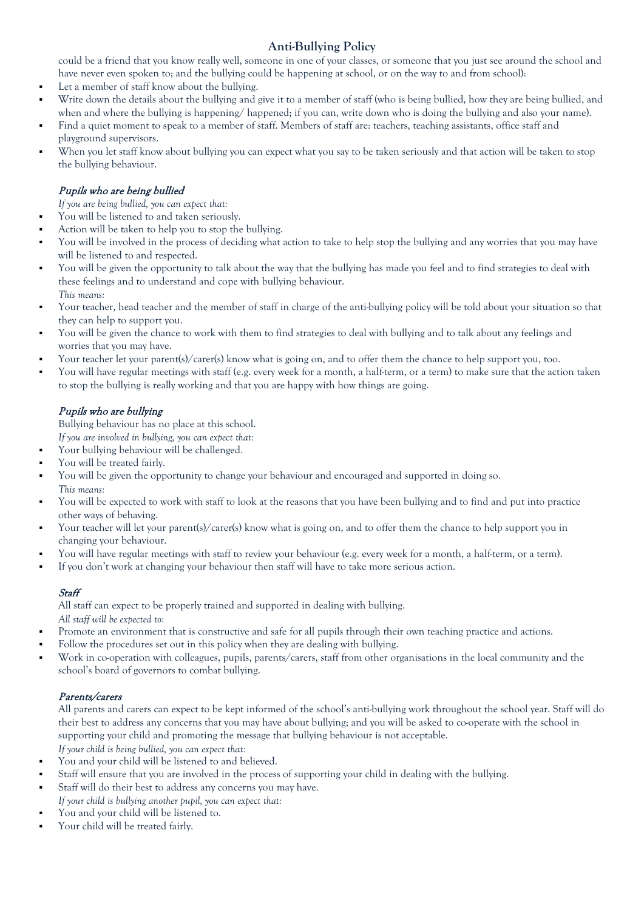could be a friend that you know really well, someone in one of your classes, or someone that you just see around the school and have never even spoken to; and the bullying could be happening at school, or on the way to and from school):

- Let a member of staff know about the bullying.
- Write down the details about the bullying and give it to a member of staff (who is being bullied, how they are being bullied, and when and where the bullying is happening/ happened; if you can, write down who is doing the bullying and also your name).
- Find a quiet moment to speak to a member of staff. Members of staff are: teachers, teaching assistants, office staff and playground supervisors.
- When you let staff know about bullying you can expect what you say to be taken seriously and that action will be taken to stop the bullying behaviour.

### *Pupils who are being bullied*

*If you are being bullied, you can expect that:*

- You will be listened to and taken seriously.
- Action will be taken to help you to stop the bullying.
- You will be involved in the process of deciding what action to take to help stop the bullying and any worries that you may have will be listened to and respected.
- You will be given the opportunity to talk about the way that the bullying has made you feel and to find strategies to deal with these feelings and to understand and cope with bullying behaviour.

*This means:*

- Your teacher, head teacher and the member of staff in charge of the anti-bullying policy will be told about your situation so that they can help to support you.
- You will be given the chance to work with them to find strategies to deal with bullying and to talk about any feelings and worries that you may have.
- Your teacher let your parent(s)/carer(s) know what is going on, and to offer them the chance to help support you, too.
- You will have regular meetings with staff (e.g. every week for a month, a half-term, or a term) to make sure that the action taken to stop the bullying is really working and that you are happy with how things are going.

### *Pupils who are bullying*

Bullying behaviour has no place at this school.

*If you are involved in bullying, you can expect that:*

- Your bullying behaviour will be challenged.
- You will be treated fairly.
- You will be given the opportunity to change your behaviour and encouraged and supported in doing so.

*This means:*

- You will be expected to work with staff to look at the reasons that you have been bullying and to find and put into practice other ways of behaving.
- Your teacher will let your parent(s)/carer(s) know what is going on, and to offer them the chance to help support you in changing your behaviour.
- You will have regular meetings with staff to review your behaviour (e.g. every week for a month, a half-term, or a term).
- If you don't work at changing your behaviour then staff will have to take more serious action.

### *Staff*

All staff can expect to be properly trained and supported in dealing with bullying.

*All staff will be expected to:*

- Promote an environment that is constructive and safe for all pupils through their own teaching practice and actions.
- Follow the procedures set out in this policy when they are dealing with bullying.
- Work in co-operation with colleagues, pupils, parents/carers, staff from other organisations in the local community and the school's board of governors to combat bullying.

### *Parents/carers*

All parents and carers can expect to be kept informed of the school's anti-bullying work throughout the school year. Staff will do their best to address any concerns that you may have about bullying; and you will be asked to co-operate with the school in supporting your child and promoting the message that bullying behaviour is not acceptable.

*If your child is being bullied, you can expect that:*

- You and your child will be listened to and believed.
- Staff will ensure that you are involved in the process of supporting your child in dealing with the bullying.
- Staff will do their best to address any concerns you may have.

*If your child is bullying another pupil, you can expect that:*

- You and your child will be listened to.
- Your child will be treated fairly.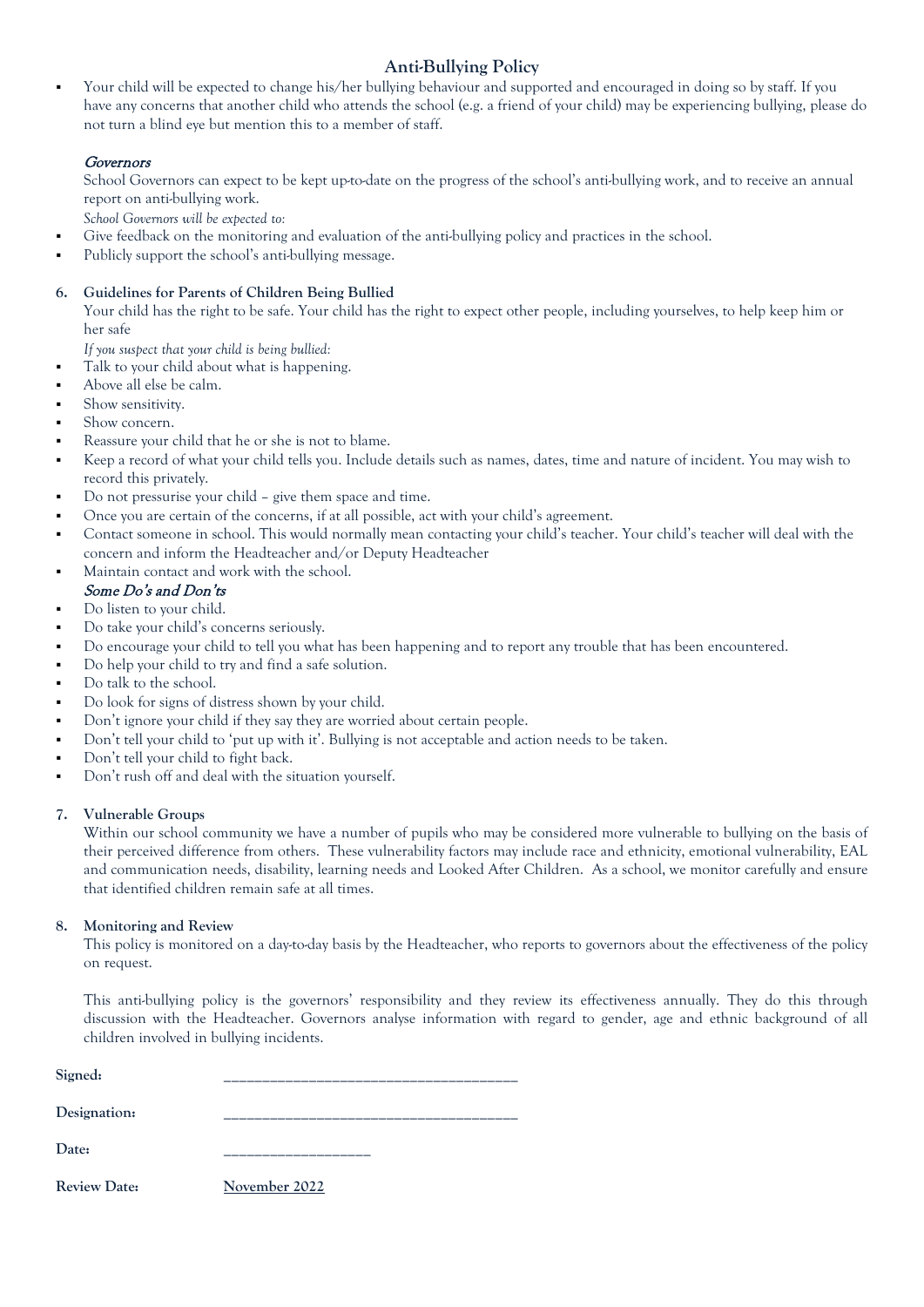# Anti-Bullying Policy

- Your child will be expected to change his/her bullying behaviour and supported and encouraged in doing so by staff. If you have any concerns that another child who attends the school (e.g. a friend of your child) may be experiencing bullying, please do not turn a blind eye but mention this to a member of staff.

*Governors*

School Governors can expect to be kept up-to-date on the progress of the school's anti-bullying work, and to receive an annual report on anti-bullying work.

*School Governors will be expected to:*

- Give feedback on the monitoring and evaluation of the anti-bullying policy and practices in the school.
- Publicly support the school's anti-bullying message.

**6. Guidelines for Parents of Children Being Bullied**

Your child has the right to be safe. Your child has the right to expect other people, including yourselves, to help keep him or her safe

*If you suspect that your child is being bullied:*

- Talk to your child about what is happening.
- Above all else be calm.
- Show sensitivity.
- Show concern.
- Reassure your child that he or she is not to blame.
- Keep a record of what your child tells you. Include details such as names, dates, time and nature of incident. You may wish to record this privately.
- Do not pressurise your child – give them space and time.
- Once you are certain of the concerns, if at all possible, act with your child's agreement.
- Contact someone in school. This would normally mean contacting your child's teacher. Your child's teacher will deal with the concern and inform the Headteacher and/or Deputy Headteacher
- Maintain contact and work with the school.

*Some Do's and Don'ts*

- Do listen to your child.
- Do take your child's concerns seriously.
- Do encourage your child to tell you what has been happening and to report any trouble that has been encountered.
- Do help your child to try and find a safe solution.
- Do talk to the school.
- Do look for signs of distress shown by your child.
- Don't ignore your child if they say they are worried about certain people.
- Don't tell your child to 'put up with it'. Bullying is not acceptable and action needs to be taken.
- Don't tell your child to fight back.
- Don't rush off and deal with the situation yourself.

**7. Vulnerable Groups**

Within our school community we have a number of pupils who may be considered more vulnerable to bullying on the basis of their perceived difference from others. These vulnerability factors may include race and ethnicity, emotional vulnerability, EAL and communication needs, disability, learning needs and Looked After Children. As a school, we monitor carefully and ensure that identified children remain safe at all times.

**8. Monitoring and Review**

This policy is monitored on a day-to-day basis by the Headteacher, who reports to governors about the effectiveness of the policy on request.

This anti-bullying policy is the governors' responsibility and they review its effectiveness annually. They do this through discussion with the Headteacher. Governors analyse information with regard to gender, age and ethnic background of all children involved in bullying incidents.

**Signed:** ______________________________________

**Designation:** ______________________________________

**Date:** ___________________

**Review Date:** November 2022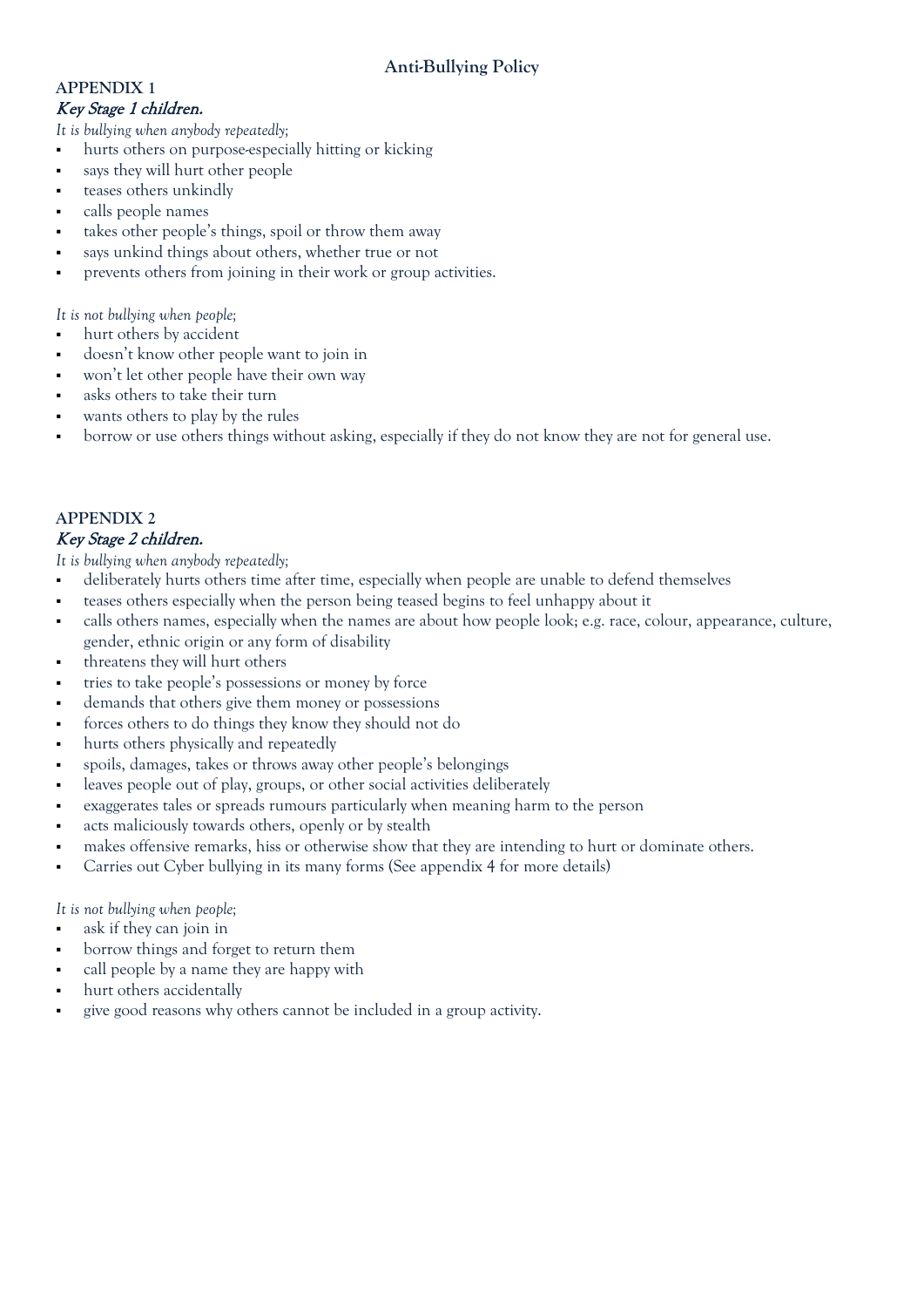# Anti-Bullying Policy

## APPENDIX 1

*Key Stage 1 children.*

*It is bullying when anybody repeatedly;*

- hurts others on purpose-especially hitting or kicking
- says they will hurt other people
- teases others unkindly
- calls people names
- takes other people's things, spoil or throw them away
- says unkind things about others, whether true or not
- prevents others from joining in their work or group activities.

*It is not bullying when people;*

- hurt others by accident
- doesn't know other people want to join in
- won't let other people have their own way
- asks others to take their turn
- wants others to play by the rules
- borrow or use others things without asking, especially if they do not know they are not for general use.

## APPENDIX 2

*Key Stage 2 children.*

*It is bullying when anybody repeatedly;*

- deliberately hurts others time after time, especially when people are unable to defend themselves
- teases others especially when the person being teased begins to feel unhappy about it
- calls others names, especially when the names are about how people look; e.g. race, colour, appearance, culture, gender, ethnic origin or any form of disability
- threatens they will hurt others
- tries to take people's possessions or money by force
- demands that others give them money or possessions
- forces others to do things they know they should not do
- hurts others physically and repeatedly
- spoils, damages, takes or throws away other people's belongings
- leaves people out of play, groups, or other social activities deliberately
- exaggerates tales or spreads rumours particularly when meaning harm to the person
- acts maliciously towards others, openly or by stealth
- makes offensive remarks, hiss or otherwise show that they are intending to hurt or dominate others.
- Carries out Cyber bullying in its many forms (See appendix 4 for more details)

*It is not bullying when people;*

- ask if they can join in
- borrow things and forget to return them
- call people by a name they are happy with
- hurt others accidentally
- give good reasons why others cannot be included in a group activity.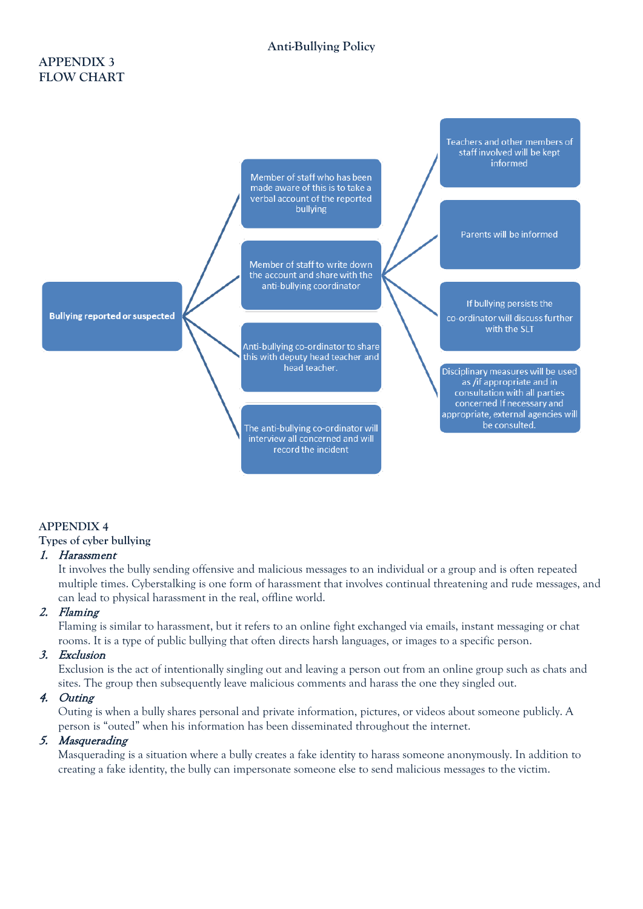# Anti-Bullying Policy

## APPENDIX 3
## FLOW CHART

**Bullying reported or suspected**

- Member of staff who has been made aware of this is to take a verbal account of the reported bullying
- Member of staff to write down the account and share with the anti-bullying coordinator
  - Teachers and other members of staff involved will be kept informed
  - Parents will be informed
  - If bullying persists the co-ordinator will discuss further with the SLT
  - Disciplinary measures will be used as /if appropriate and in consultation with all parties concerned If necessary and appropriate, external agencies will be consulted.
- Anti-bullying co-ordinator to share this with deputy head teacher and head teacher.
- The anti-bullying co-ordinator will interview all concerned and will record the incident

## APPENDIX 4
### Types of cyber bullying

1. ***Harassment***
   It involves the bully sending offensive and malicious messages to an individual or a group and is often repeated multiple times. Cyberstalking is one form of harassment that involves continual threatening and rude messages, and can lead to physical harassment in the real, offline world.
2. ***Flaming***
   Flaming is similar to harassment, but it refers to an online fight exchanged via emails, instant messaging or chat rooms. It is a type of public bullying that often directs harsh languages, or images to a specific person.
3. ***Exclusion***
   Exclusion is the act of intentionally singling out and leaving a person out from an online group such as chats and sites. The group then subsequently leave malicious comments and harass the one they singled out.
4. ***Outing***
   Outing is when a bully shares personal and private information, pictures, or videos about someone publicly. A person is "outed" when his information has been disseminated throughout the internet.
5. ***Masquerading***
   Masquerading is a situation where a bully creates a fake identity to harass someone anonymously. In addition to creating a fake identity, the bully can impersonate someone else to send malicious messages to the victim.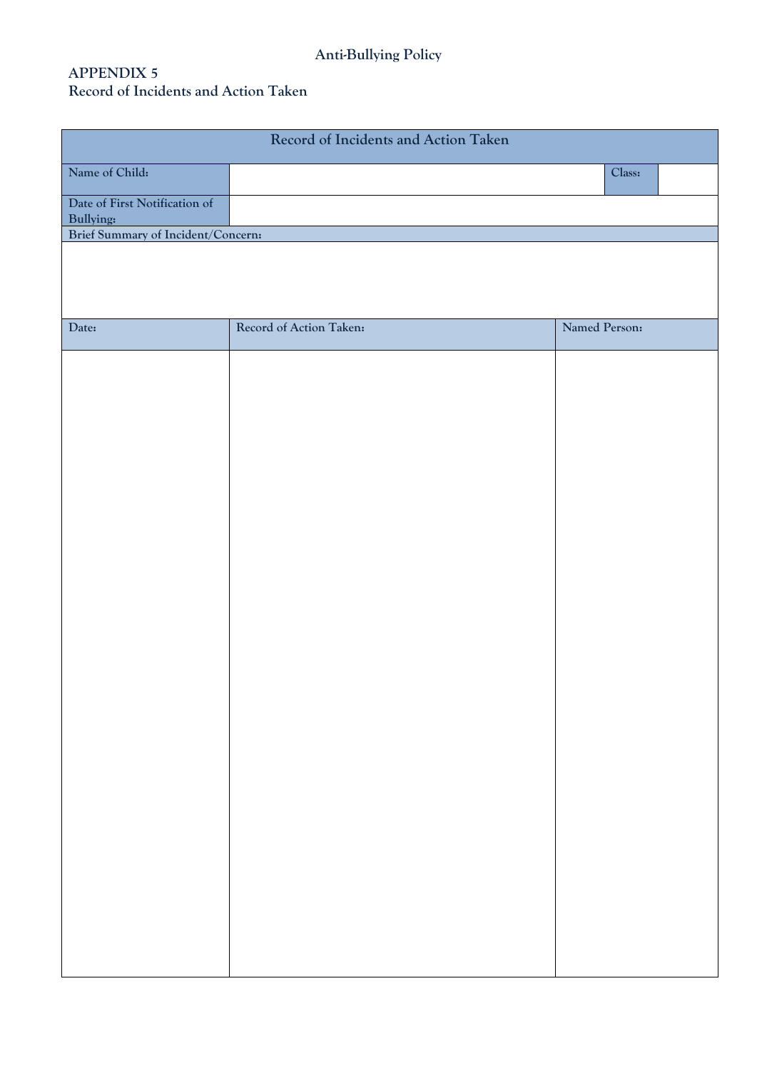Anti-Bullying Policy

## APPENDIX 5
## Record of Incidents and Action Taken

| Record of Incidents and Action Taken | | | |
|---|---|---|---|
| **Name of Child:** | | **Class:** | |
| **Date of First Notification of Bullying:** | | | |
| **Brief Summary of Incident/Concern:** | | | |
| | | | |

| **Date:** | **Record of Action Taken:** | **Named Person:** |
|---|---|---|
| | | |